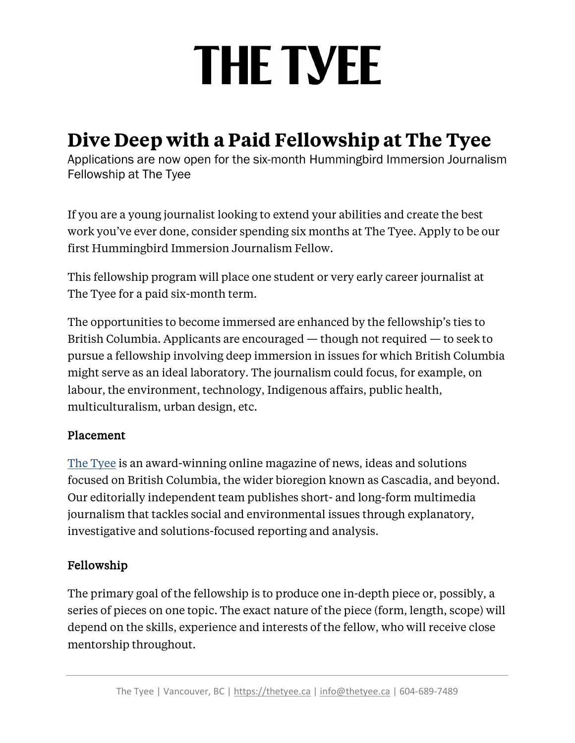# THE TYEE

## Dive Deep with a Paid Fellowship at The Tyee

Applications are now open for the six-month Hummingbird Immersion Journalism Fellowship at The Tyee

If you are a young journalist looking to extend your abilities and create the best work you've ever done, consider spending six months at The Tyee. Apply to be our first Hummingbird Immersion Journalism Fellow.

This fellowship program will place one student or very early career journalist at The Tyee for a paid six-month term.

The opportunities to become immersed are enhanced by the fellowship's ties to British Columbia. Applicants are encouraged — though not required — to seek to pursue a fellowship involving deep immersion in issues for which British Columbia might serve as an ideal laboratory. The journalism could focus, for example, on labour, the environment, technology, Indigenous affairs, public health, multiculturalism, urban design, etc.

### Placement

The Tyee is an award-winning online magazine of news, ideas and solutions focused on British Columbia, the wider bioregion known as Cascadia, and beyond. Our editorially independent team publishes short- and long-form multimedia journalism that tackles social and environmental issues through explanatory, investigative and solutions-focused reporting and analysis.

### Fellowship

The primary goal of the fellowship is to produce one in-depth piece or, possibly, a series of pieces on one topic. The exact nature of the piece (form, length, scope) will depend on the skills, experience and interests of the fellow, who will receive close mentorship throughout.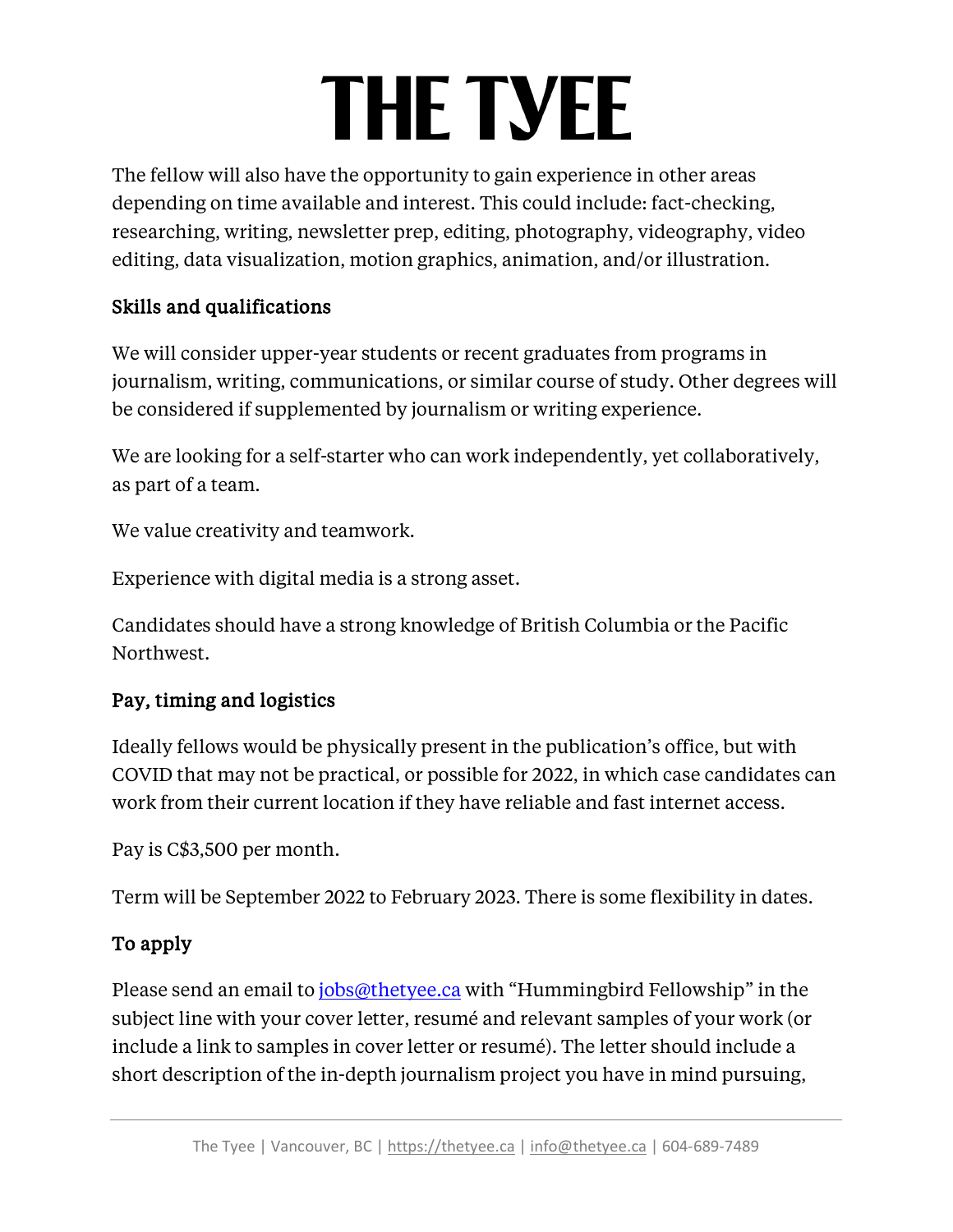The fellow will also have the opportunity to gain experience in other areas depending on time available and interest. This could include: fact-checking, researching, writing, newsletter prep, editing, photography, videography, video editing, data visualization, motion graphics, animation, and/or illustration.

## Skills and qualifications

We will consider upper-year students or recent graduates from programs in journalism, writing, communications, or similar course of study. Other degrees will be considered if supplemented by journalism or writing experience.

We are looking for a self-starter who can work independently, yet collaboratively, as part of a team.

We value creativity and teamwork.

Experience with digital media is a strong asset.

Candidates should have a strong knowledge of British Columbia or the Pacific Northwest.

## Pay, timing and logistics

Ideally fellows would be physically present in the publication's office, but with COVID that may not be practical, or possible for 2022, in which case candidates can work from their current location if they have reliable and fast internet access.

Pay is C$3,500 per month.

Term will be September 2022 to February 2023. There is some flexibility in dates.

## To apply

Please send an email to [jobs@thetyee.ca](mailto:jobs@thetyee.ca) with "Hummingbird Fellowship" in the subject line with your cover letter, resumé and relevant samples of your work (or include a link to samples in cover letter or resumé). The letter should include a short description of the in-depth journalism project you have in mind pursuing,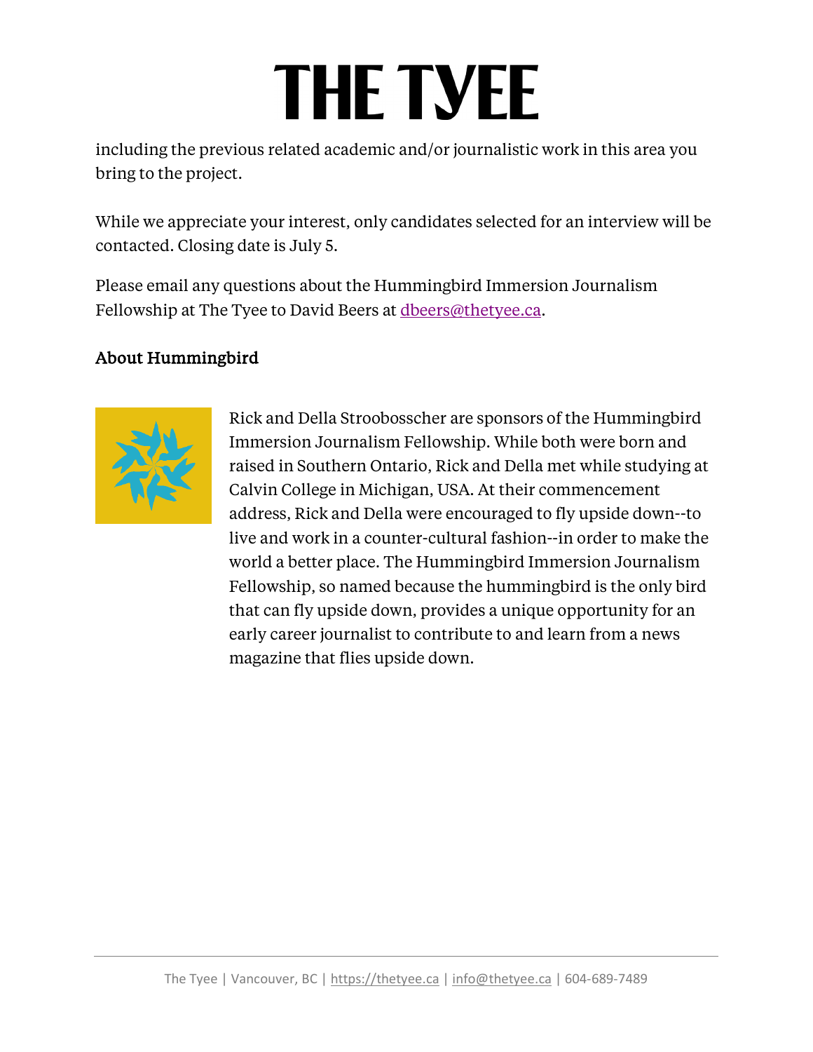including the previous related academic and/or journalistic work in this area you bring to the project.

While we appreciate your interest, only candidates selected for an interview will be contacted. Closing date is July 5.

Please email any questions about the Hummingbird Immersion Journalism Fellowship at The Tyee to David Beers at dbeers@thetyee.ca.

**About Hummingbird**

Rick and Della Stroobosscher are sponsors of the Hummingbird Immersion Journalism Fellowship. While both were born and raised in Southern Ontario, Rick and Della met while studying at Calvin College in Michigan, USA. At their commencement address, Rick and Della were encouraged to fly upside down--to live and work in a counter-cultural fashion--in order to make the world a better place. The Hummingbird Immersion Journalism Fellowship, so named because the hummingbird is the only bird that can fly upside down, provides a unique opportunity for an early career journalist to contribute to and learn from a news magazine that flies upside down.